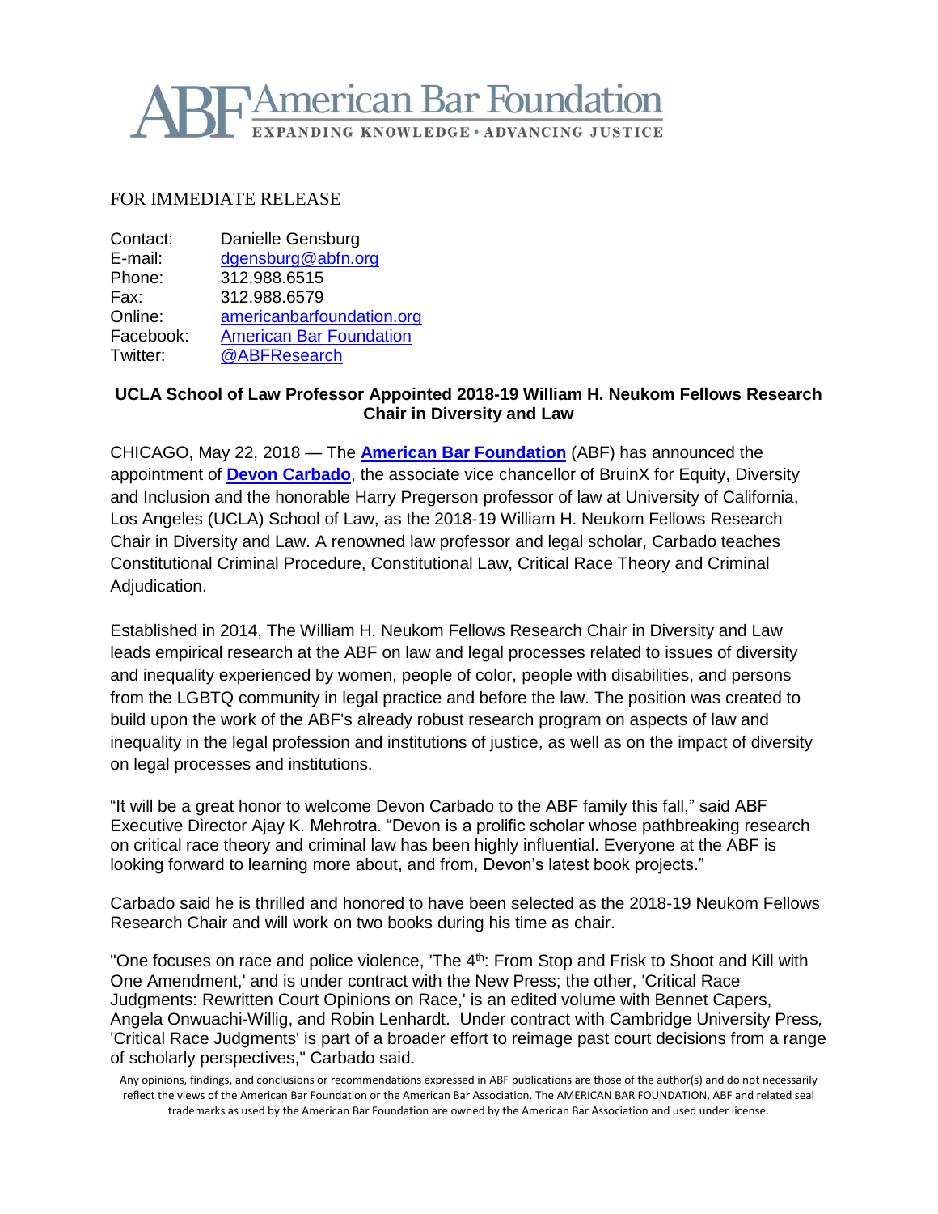# ABF American Bar Foundation

EXPANDING KNOWLEDGE • ADVANCING JUSTICE

FOR IMMEDIATE RELEASE

| | |
|---|---|
| Contact: | Danielle Gensburg |
| E-mail: | dgensburg@abfn.org |
| Phone: | 312.988.6515 |
| Fax: | 312.988.6579 |
| Online: | americanbarfoundation.org |
| Facebook: | American Bar Foundation |
| Twitter: | @ABFResearch |

**UCLA School of Law Professor Appointed 2018-19 William H. Neukom Fellows Research Chair in Diversity and Law**

CHICAGO, May 22, 2018 — The **American Bar Foundation** (ABF) has announced the appointment of **Devon Carbado**, the associate vice chancellor of BruinX for Equity, Diversity and Inclusion and the honorable Harry Pregerson professor of law at University of California, Los Angeles (UCLA) School of Law, as the 2018-19 William H. Neukom Fellows Research Chair in Diversity and Law. A renowned law professor and legal scholar, Carbado teaches Constitutional Criminal Procedure, Constitutional Law, Critical Race Theory and Criminal Adjudication.

Established in 2014, The William H. Neukom Fellows Research Chair in Diversity and Law leads empirical research at the ABF on law and legal processes related to issues of diversity and inequality experienced by women, people of color, people with disabilities, and persons from the LGBTQ community in legal practice and before the law. The position was created to build upon the work of the ABF's already robust research program on aspects of law and inequality in the legal profession and institutions of justice, as well as on the impact of diversity on legal processes and institutions.

"It will be a great honor to welcome Devon Carbado to the ABF family this fall," said ABF Executive Director Ajay K. Mehrotra. "Devon is a prolific scholar whose pathbreaking research on critical race theory and criminal law has been highly influential. Everyone at the ABF is looking forward to learning more about, and from, Devon's latest book projects."

Carbado said he is thrilled and honored to have been selected as the 2018-19 Neukom Fellows Research Chair and will work on two books during his time as chair.

"One focuses on race and police violence, 'The 4th: From Stop and Frisk to Shoot and Kill with One Amendment,' and is under contract with the New Press; the other, 'Critical Race Judgments: Rewritten Court Opinions on Race,' is an edited volume with Bennet Capers, Angela Onwuachi-Willig, and Robin Lenhardt. Under contract with Cambridge University Press, 'Critical Race Judgments' is part of a broader effort to reimage past court decisions from a range of scholarly perspectives," Carbado said.

Any opinions, findings, and conclusions or recommendations expressed in ABF publications are those of the author(s) and do not necessarily reflect the views of the American Bar Foundation or the American Bar Association. The AMERICAN BAR FOUNDATION, ABF and related seal trademarks as used by the American Bar Foundation are owned by the American Bar Association and used under license.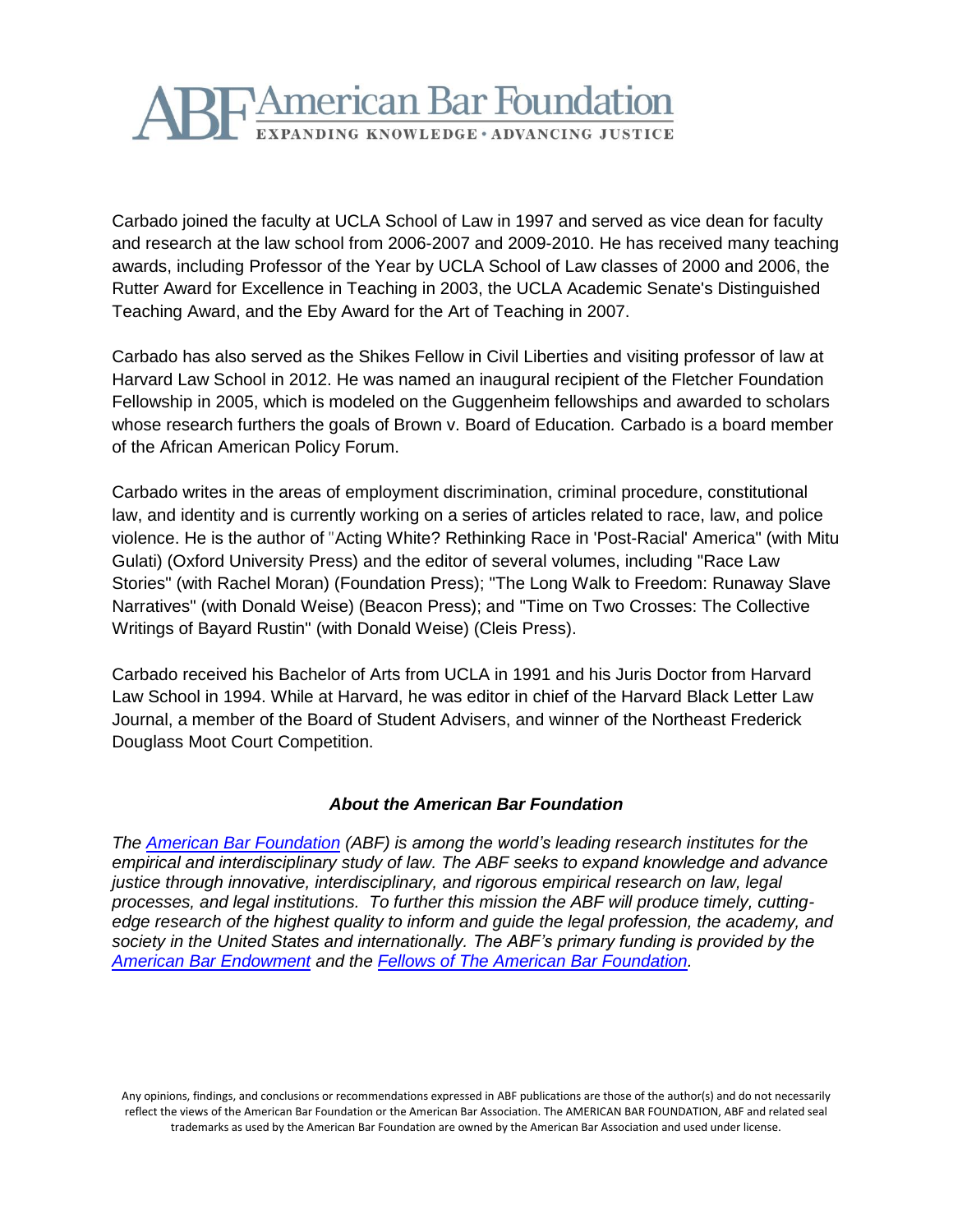Carbado joined the faculty at UCLA School of Law in 1997 and served as vice dean for faculty and research at the law school from 2006-2007 and 2009-2010. He has received many teaching awards, including Professor of the Year by UCLA School of Law classes of 2000 and 2006, the Rutter Award for Excellence in Teaching in 2003, the UCLA Academic Senate's Distinguished Teaching Award, and the Eby Award for the Art of Teaching in 2007.

Carbado has also served as the Shikes Fellow in Civil Liberties and visiting professor of law at Harvard Law School in 2012. He was named an inaugural recipient of the Fletcher Foundation Fellowship in 2005, which is modeled on the Guggenheim fellowships and awarded to scholars whose research furthers the goals of Brown v. Board of Education. Carbado is a board member of the African American Policy Forum.

Carbado writes in the areas of employment discrimination, criminal procedure, constitutional law, and identity and is currently working on a series of articles related to race, law, and police violence. He is the author of "Acting White? Rethinking Race in 'Post-Racial' America" (with Mitu Gulati) (Oxford University Press) and the editor of several volumes, including "Race Law Stories" (with Rachel Moran) (Foundation Press); "The Long Walk to Freedom: Runaway Slave Narratives" (with Donald Weise) (Beacon Press); and "Time on Two Crosses: The Collective Writings of Bayard Rustin" (with Donald Weise) (Cleis Press).

Carbado received his Bachelor of Arts from UCLA in 1991 and his Juris Doctor from Harvard Law School in 1994. While at Harvard, he was editor in chief of the Harvard Black Letter Law Journal, a member of the Board of Student Advisers, and winner of the Northeast Frederick Douglass Moot Court Competition.

### *About the American Bar Foundation*

*The American Bar Foundation (ABF) is among the world's leading research institutes for the empirical and interdisciplinary study of law. The ABF seeks to expand knowledge and advance justice through innovative, interdisciplinary, and rigorous empirical research on law, legal processes, and legal institutions. To further this mission the ABF will produce timely, cutting-edge research of the highest quality to inform and guide the legal profession, the academy, and society in the United States and internationally. The ABF's primary funding is provided by the American Bar Endowment and the Fellows of The American Bar Foundation.*

Any opinions, findings, and conclusions or recommendations expressed in ABF publications are those of the author(s) and do not necessarily reflect the views of the American Bar Foundation or the American Bar Association. The AMERICAN BAR FOUNDATION, ABF and related seal trademarks as used by the American Bar Foundation are owned by the American Bar Association and used under license.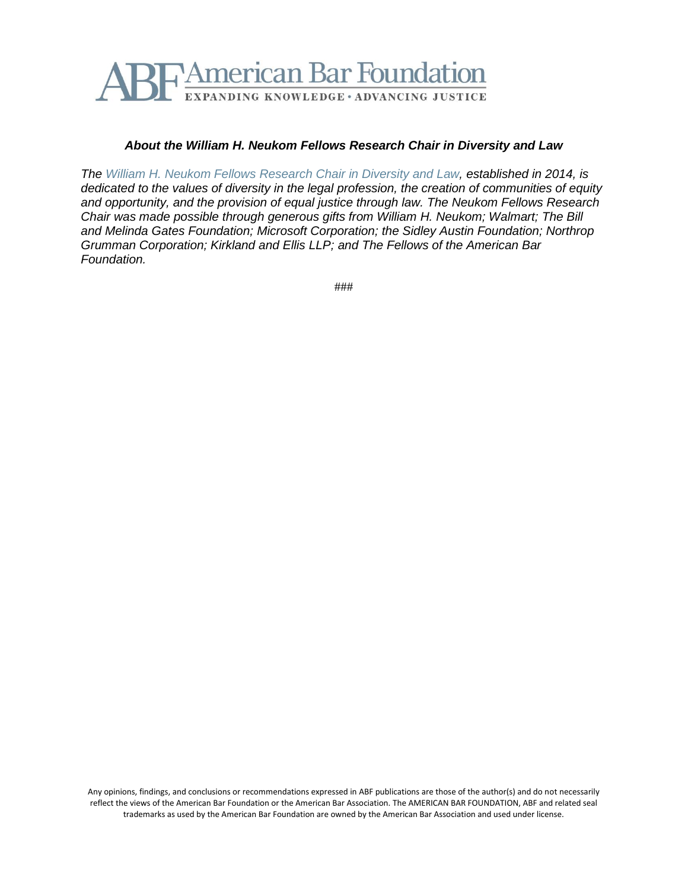ABF American Bar Foundation
EXPANDING KNOWLEDGE • ADVANCING JUSTICE

### *About the William H. Neukom Fellows Research Chair in Diversity and Law*

*The William H. Neukom Fellows Research Chair in Diversity and Law, established in 2014, is dedicated to the values of diversity in the legal profession, the creation of communities of equity and opportunity, and the provision of equal justice through law. The Neukom Fellows Research Chair was made possible through generous gifts from William H. Neukom; Walmart; The Bill and Melinda Gates Foundation; Microsoft Corporation; the Sidley Austin Foundation; Northrop Grumman Corporation; Kirkland and Ellis LLP; and The Fellows of the American Bar Foundation.*

###

Any opinions, findings, and conclusions or recommendations expressed in ABF publications are those of the author(s) and do not necessarily reflect the views of the American Bar Foundation or the American Bar Association. The AMERICAN BAR FOUNDATION, ABF and related seal trademarks as used by the American Bar Foundation are owned by the American Bar Association and used under license.